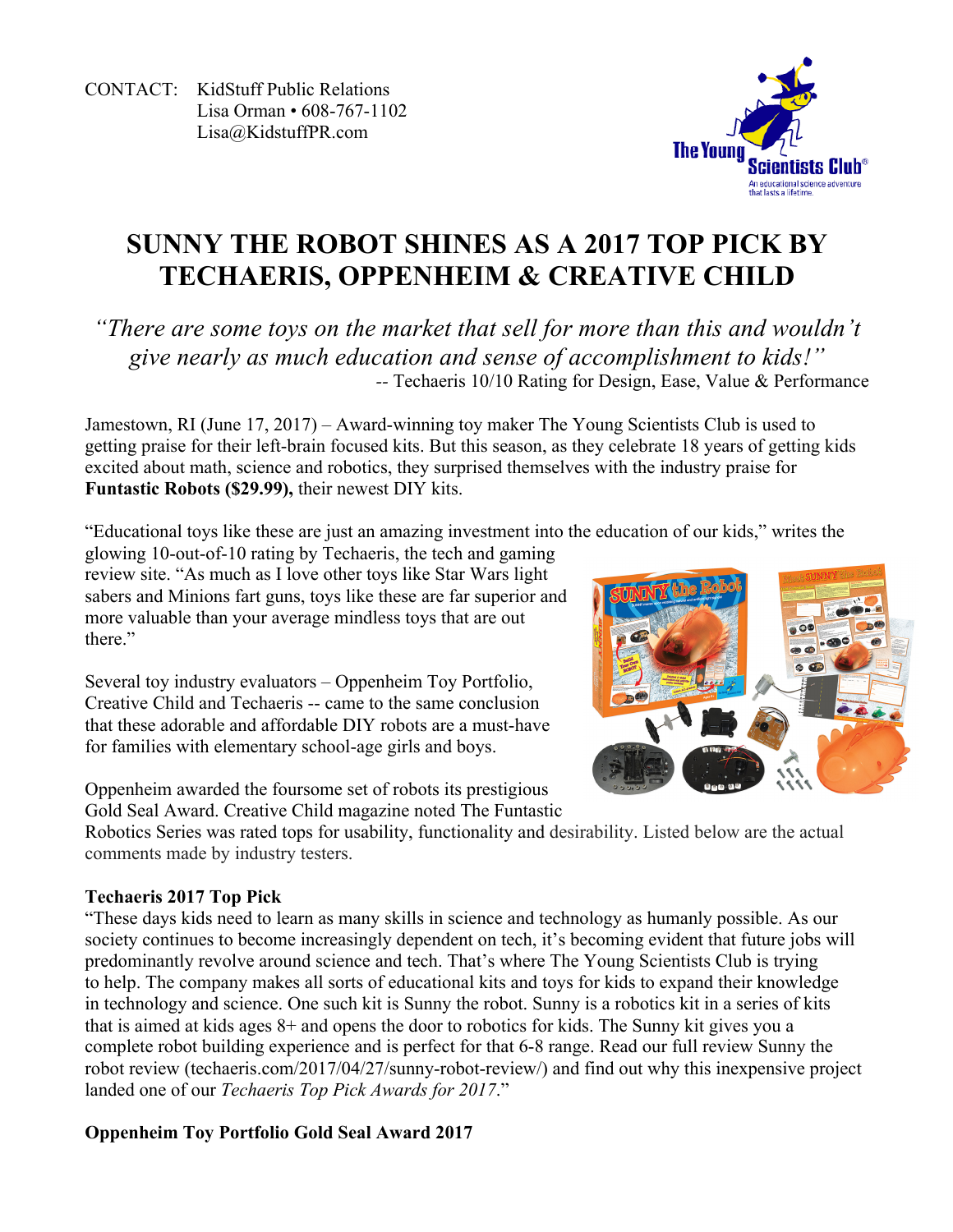CONTACT: KidStuff Public Relations
Lisa Orman • 608-767-1102
Lisa@KidstuffPR.com

# SUNNY THE ROBOT SHINES AS A 2017 TOP PICK BY TECHAERIS, OPPENHEIM & CREATIVE CHILD

*"There are some toys on the market that sell for more than this and wouldn't give nearly as much education and sense of accomplishment to kids!"*
-- Techaeris 10/10 Rating for Design, Ease, Value & Performance

Jamestown, RI (June 17, 2017) – Award-winning toy maker The Young Scientists Club is used to getting praise for their left-brain focused kits. But this season, as they celebrate 18 years of getting kids excited about math, science and robotics, they surprised themselves with the industry praise for **Funtastic Robots ($29.99),** their newest DIY kits.

"Educational toys like these are just an amazing investment into the education of our kids," writes the glowing 10-out-of-10 rating by Techaeris, the tech and gaming review site. "As much as I love other toys like Star Wars light sabers and Minions fart guns, toys like these are far superior and more valuable than your average mindless toys that are out there."

Several toy industry evaluators – Oppenheim Toy Portfolio, Creative Child and Techaeris -- came to the same conclusion that these adorable and affordable DIY robots are a must-have for families with elementary school-age girls and boys.

Oppenheim awarded the foursome set of robots its prestigious Gold Seal Award. Creative Child magazine noted The Funtastic Robotics Series was rated tops for usability, functionality and desirability. Listed below are the actual comments made by industry testers.

**Techaeris 2017 Top Pick**

"These days kids need to learn as many skills in science and technology as humanly possible. As our society continues to become increasingly dependent on tech, it's becoming evident that future jobs will predominantly revolve around science and tech. That's where The Young Scientists Club is trying to help. The company makes all sorts of educational kits and toys for kids to expand their knowledge in technology and science. One such kit is Sunny the robot. Sunny is a robotics kit in a series of kits that is aimed at kids ages 8+ and opens the door to robotics for kids. The Sunny kit gives you a complete robot building experience and is perfect for that 6-8 range. Read our full review Sunny the robot review (techaeris.com/2017/04/27/sunny-robot-review/) and find out why this inexpensive project landed one of our *Techaeris Top Pick Awards for 2017*."

**Oppenheim Toy Portfolio Gold Seal Award 2017**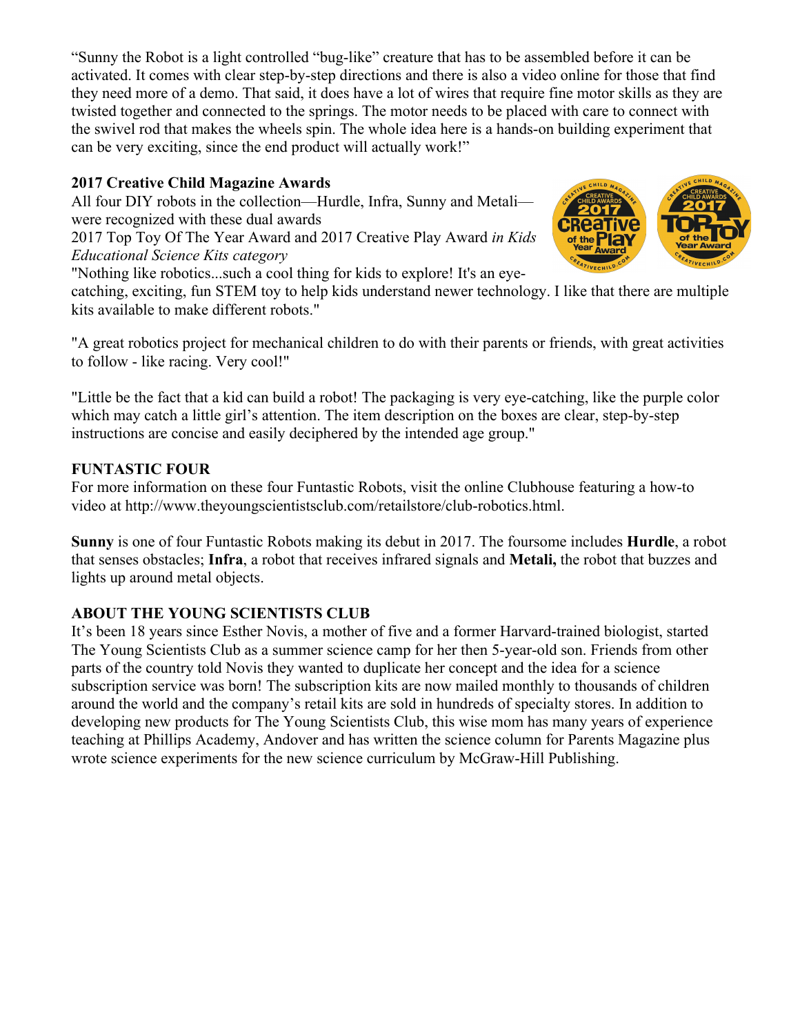"Sunny the Robot is a light controlled "bug-like" creature that has to be assembled before it can be activated. It comes with clear step-by-step directions and there is also a video online for those that find they need more of a demo. That said, it does have a lot of wires that require fine motor skills as they are twisted together and connected to the springs. The motor needs to be placed with care to connect with the swivel rod that makes the wheels spin. The whole idea here is a hands-on building experiment that can be very exciting, since the end product will actually work!"

**2017 Creative Child Magazine Awards**

All four DIY robots in the collection—Hurdle, Infra, Sunny and Metali—were recognized with these dual awards

2017 Top Toy Of The Year Award and 2017 Creative Play Award *in Kids Educational Science Kits category*

"Nothing like robotics...such a cool thing for kids to explore! It's an eye-catching, exciting, fun STEM toy to help kids understand newer technology. I like that there are multiple kits available to make different robots."

"A great robotics project for mechanical children to do with their parents or friends, with great activities to follow - like racing. Very cool!"

"Little be the fact that a kid can build a robot! The packaging is very eye-catching, like the purple color which may catch a little girl's attention. The item description on the boxes are clear, step-by-step instructions are concise and easily deciphered by the intended age group."

**FUNTASTIC FOUR**

For more information on these four Funtastic Robots, visit the online Clubhouse featuring a how-to video at http://www.theyoungscientistsclub.com/retailstore/club-robotics.html.

**Sunny** is one of four Funtastic Robots making its debut in 2017. The foursome includes **Hurdle**, a robot that senses obstacles; **Infra**, a robot that receives infrared signals and **Metali,** the robot that buzzes and lights up around metal objects.

**ABOUT THE YOUNG SCIENTISTS CLUB**

It's been 18 years since Esther Novis, a mother of five and a former Harvard-trained biologist, started The Young Scientists Club as a summer science camp for her then 5-year-old son. Friends from other parts of the country told Novis they wanted to duplicate her concept and the idea for a science subscription service was born! The subscription kits are now mailed monthly to thousands of children around the world and the company's retail kits are sold in hundreds of specialty stores. In addition to developing new products for The Young Scientists Club, this wise mom has many years of experience teaching at Phillips Academy, Andover and has written the science column for Parents Magazine plus wrote science experiments for the new science curriculum by McGraw-Hill Publishing.